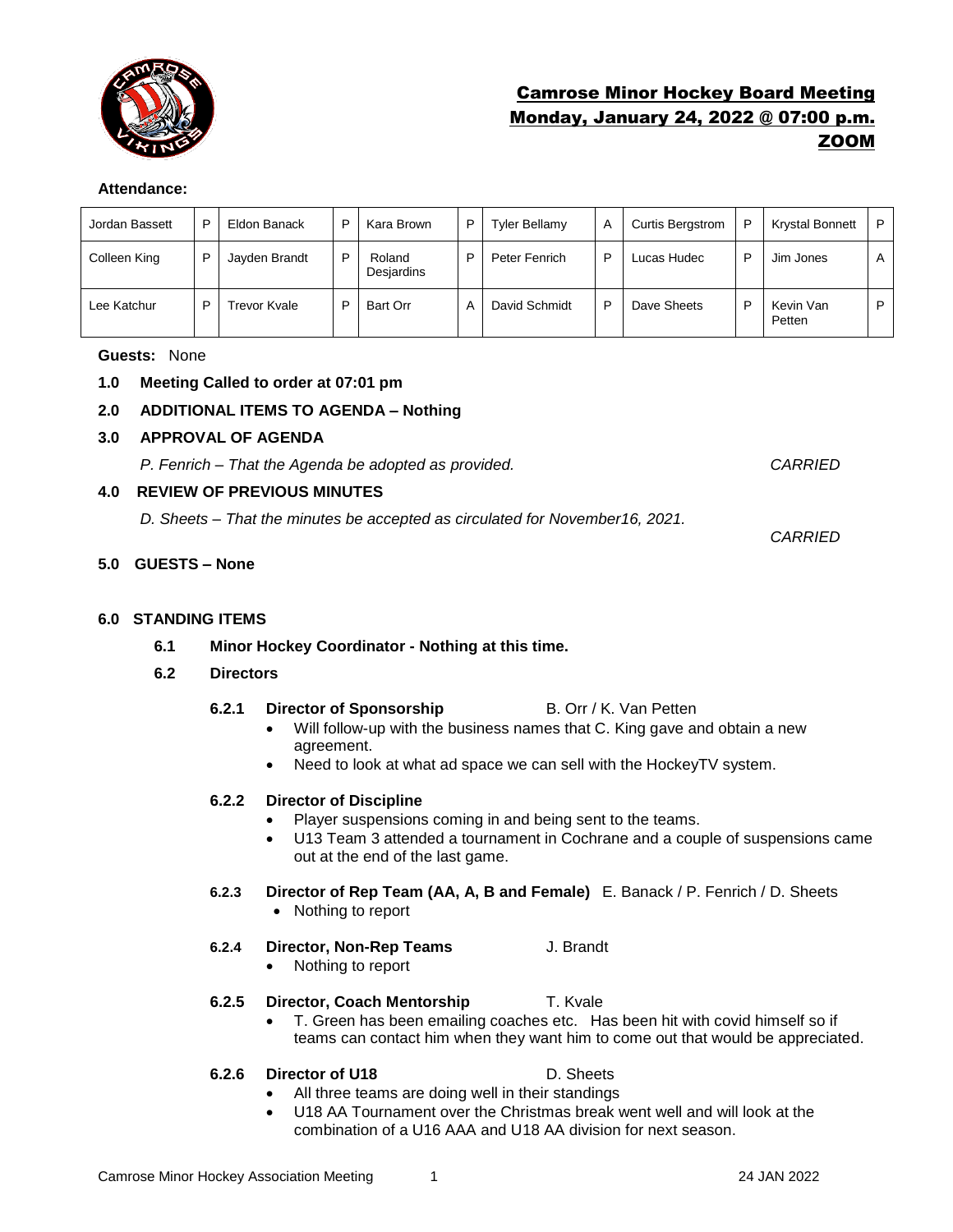# Camrose Minor Hockey Board Meeting
## Monday, January 24, 2022 @ 07:00 p.m.
## ZOOM

**Attendance:**

| | | | | | | | | | | | |
|---|---|---|---|---|---|---|---|---|---|---|---|
| Jordan Bassett | P | Eldon Banack | P | Kara Brown | P | Tyler Bellamy | A | Curtis Bergstrom | P | Krystal Bonnett | P |
| Colleen King | P | Jayden Brandt | P | Roland Desjardins | P | Peter Fenrich | P | Lucas Hudec | P | Jim Jones | A |
| Lee Katchur | P | Trevor Kvale | P | Bart Orr | A | David Schmidt | P | Dave Sheets | P | Kevin Van Petten | P |

**Guests:** None

**1.0 Meeting Called to order at 07:01 pm**

**2.0 ADDITIONAL ITEMS TO AGENDA – Nothing**

**3.0 APPROVAL OF AGENDA**

*P. Fenrich – That the Agenda be adopted as provided.* *CARRIED*

**4.0 REVIEW OF PREVIOUS MINUTES**

*D. Sheets – That the minutes be accepted as circulated for November16, 2021.*

*CARRIED*

**5.0 GUESTS – None**

**6.0 STANDING ITEMS**

**6.1 Minor Hockey Coordinator - Nothing at this time.**

**6.2 Directors**

**6.2.1 Director of Sponsorship** B. Orr / K. Van Petten

- Will follow-up with the business names that C. King gave and obtain a new agreement.
- Need to look at what ad space we can sell with the HockeyTV system.

**6.2.2 Director of Discipline**

- Player suspensions coming in and being sent to the teams.
- U13 Team 3 attended a tournament in Cochrane and a couple of suspensions came out at the end of the last game.

**6.2.3 Director of Rep Team (AA, A, B and Female)** E. Banack / P. Fenrich / D. Sheets

- Nothing to report

**6.2.4 Director, Non-Rep Teams** J. Brandt

- Nothing to report

**6.2.5 Director, Coach Mentorship** T. Kvale

- T. Green has been emailing coaches etc. Has been hit with covid himself so if teams can contact him when they want him to come out that would be appreciated.

**6.2.6 Director of U18** D. Sheets

- All three teams are doing well in their standings
- U18 AA Tournament over the Christmas break went well and will look at the combination of a U16 AAA and U18 AA division for next season.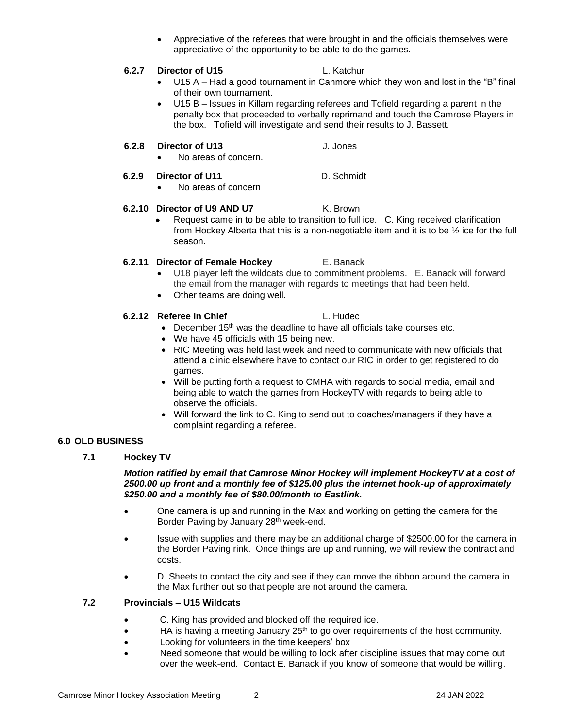- Appreciative of the referees that were brought in and the officials themselves were appreciative of the opportunity to be able to do the games.

**6.2.7 Director of U15** L. Katchur

- U15 A – Had a good tournament in Canmore which they won and lost in the "B" final of their own tournament.
- U15 B – Issues in Killam regarding referees and Tofield regarding a parent in the penalty box that proceeded to verbally reprimand and touch the Camrose Players in the box. Tofield will investigate and send their results to J. Bassett.

**6.2.8 Director of U13** J. Jones

- No areas of concern.

**6.2.9 Director of U11** D. Schmidt

- No areas of concern

**6.2.10 Director of U9 AND U7** K. Brown

- Request came in to be able to transition to full ice. C. King received clarification from Hockey Alberta that this is a non-negotiable item and it is to be ½ ice for the full season.

**6.2.11 Director of Female Hockey** E. Banack

- U18 player left the wildcats due to commitment problems. E. Banack will forward the email from the manager with regards to meetings that had been held.
- Other teams are doing well.

**6.2.12 Referee In Chief** L. Hudec

- December 15th was the deadline to have all officials take courses etc.
- We have 45 officials with 15 being new.
- RIC Meeting was held last week and need to communicate with new officials that attend a clinic elsewhere have to contact our RIC in order to get registered to do games.
- Will be putting forth a request to CMHA with regards to social media, email and being able to watch the games from HockeyTV with regards to being able to observe the officials.
- Will forward the link to C. King to send out to coaches/managers if they have a complaint regarding a referee.

## 6.0 OLD BUSINESS

### 7.1 Hockey TV

***Motion ratified by email that Camrose Minor Hockey will implement HockeyTV at a cost of 2500.00 up front and a monthly fee of $125.00 plus the internet hook-up of approximately $250.00 and a monthly fee of $80.00/month to Eastlink.***

- One camera is up and running in the Max and working on getting the camera for the Border Paving by January 28th week-end.
- Issue with supplies and there may be an additional charge of $2500.00 for the camera in the Border Paving rink. Once things are up and running, we will review the contract and costs.
- D. Sheets to contact the city and see if they can move the ribbon around the camera in the Max further out so that people are not around the camera.

### 7.2 Provincials – U15 Wildcats

- C. King has provided and blocked off the required ice.
- HA is having a meeting January 25th to go over requirements of the host community.
- Looking for volunteers in the time keepers' box
- Need someone that would be willing to look after discipline issues that may come out over the week-end. Contact E. Banack if you know of someone that would be willing.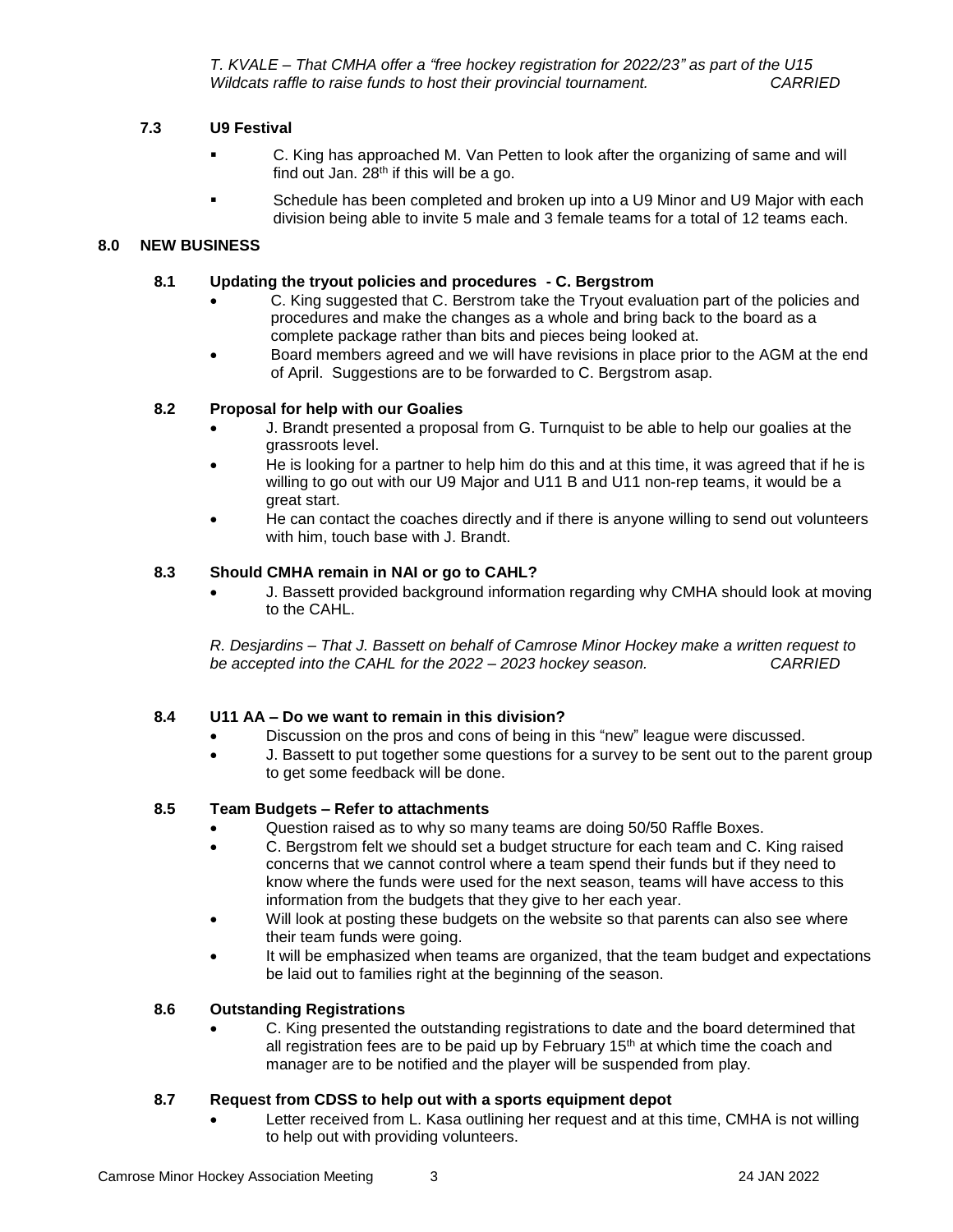*T. KVALE – That CMHA offer a "free hockey registration for 2022/23" as part of the U15 Wildcats raffle to raise funds to host their provincial tournament. CARRIED*

### 7.3 U9 Festival

- C. King has approached M. Van Petten to look after the organizing of same and will find out Jan. 28th if this will be a go.
- Schedule has been completed and broken up into a U9 Minor and U9 Major with each division being able to invite 5 male and 3 female teams for a total of 12 teams each.

## 8.0 NEW BUSINESS

### 8.1 Updating the tryout policies and procedures - C. Bergstrom

- C. King suggested that C. Berstrom take the Tryout evaluation part of the policies and procedures and make the changes as a whole and bring back to the board as a complete package rather than bits and pieces being looked at.
- Board members agreed and we will have revisions in place prior to the AGM at the end of April. Suggestions are to be forwarded to C. Bergstrom asap.

### 8.2 Proposal for help with our Goalies

- J. Brandt presented a proposal from G. Turnquist to be able to help our goalies at the grassroots level.
- He is looking for a partner to help him do this and at this time, it was agreed that if he is willing to go out with our U9 Major and U11 B and U11 non-rep teams, it would be a great start.
- He can contact the coaches directly and if there is anyone willing to send out volunteers with him, touch base with J. Brandt.

### 8.3 Should CMHA remain in NAI or go to CAHL?

- J. Bassett provided background information regarding why CMHA should look at moving to the CAHL.

*R. Desjardins – That J. Bassett on behalf of Camrose Minor Hockey make a written request to be accepted into the CAHL for the 2022 – 2023 hockey season. CARRIED*

### 8.4 U11 AA – Do we want to remain in this division?

- Discussion on the pros and cons of being in this "new" league were discussed.
- J. Bassett to put together some questions for a survey to be sent out to the parent group to get some feedback will be done.

### 8.5 Team Budgets – Refer to attachments

- Question raised as to why so many teams are doing 50/50 Raffle Boxes.
- C. Bergstrom felt we should set a budget structure for each team and C. King raised concerns that we cannot control where a team spend their funds but if they need to know where the funds were used for the next season, teams will have access to this information from the budgets that they give to her each year.
- Will look at posting these budgets on the website so that parents can also see where their team funds were going.
- It will be emphasized when teams are organized, that the team budget and expectations be laid out to families right at the beginning of the season.

### 8.6 Outstanding Registrations

- C. King presented the outstanding registrations to date and the board determined that all registration fees are to be paid up by February 15th at which time the coach and manager are to be notified and the player will be suspended from play.

### 8.7 Request from CDSS to help out with a sports equipment depot

- Letter received from L. Kasa outlining her request and at this time, CMHA is not willing to help out with providing volunteers.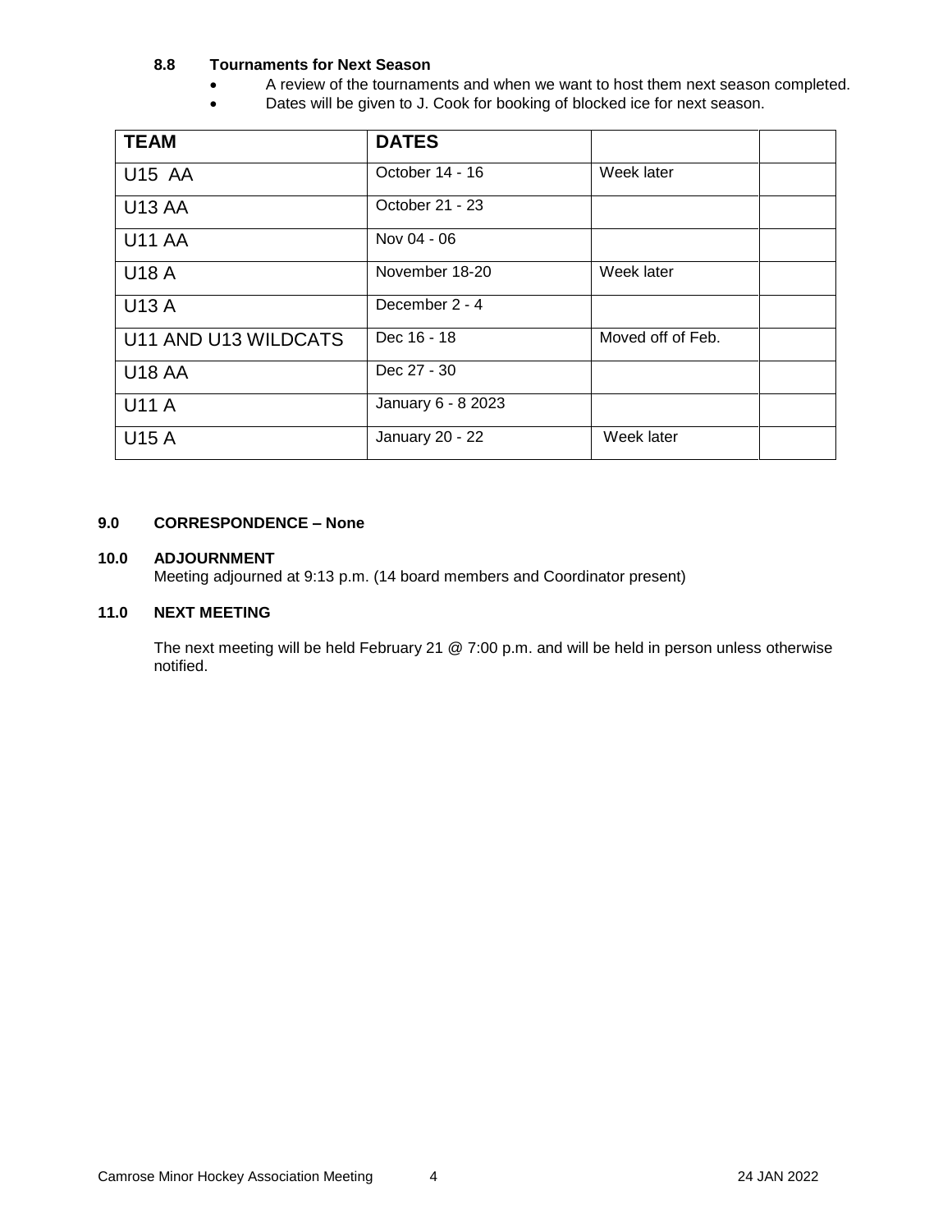#### 8.8 Tournaments for Next Season

- A review of the tournaments and when we want to host them next season completed.
- Dates will be given to J. Cook for booking of blocked ice for next season.

| TEAM | DATES | | |
|---|---|---|---|
| U15 AA | October 14 - 16 | Week later | |
| U13 AA | October 21 - 23 | | |
| U11 AA | Nov 04 - 06 | | |
| U18 A | November 18-20 | Week later | |
| U13 A | December 2 - 4 | | |
| U11 AND U13 WILDCATS | Dec 16 - 18 | Moved off of Feb. | |
| U18 AA | Dec 27 - 30 | | |
| U11 A | January 6 - 8 2023 | | |
| U15 A | January 20 - 22 | Week later | |

### 9.0 CORRESPONDENCE – None

### 10.0 ADJOURNMENT

Meeting adjourned at 9:13 p.m. (14 board members and Coordinator present)

### 11.0 NEXT MEETING

The next meeting will be held February 21 @ 7:00 p.m. and will be held in person unless otherwise notified.